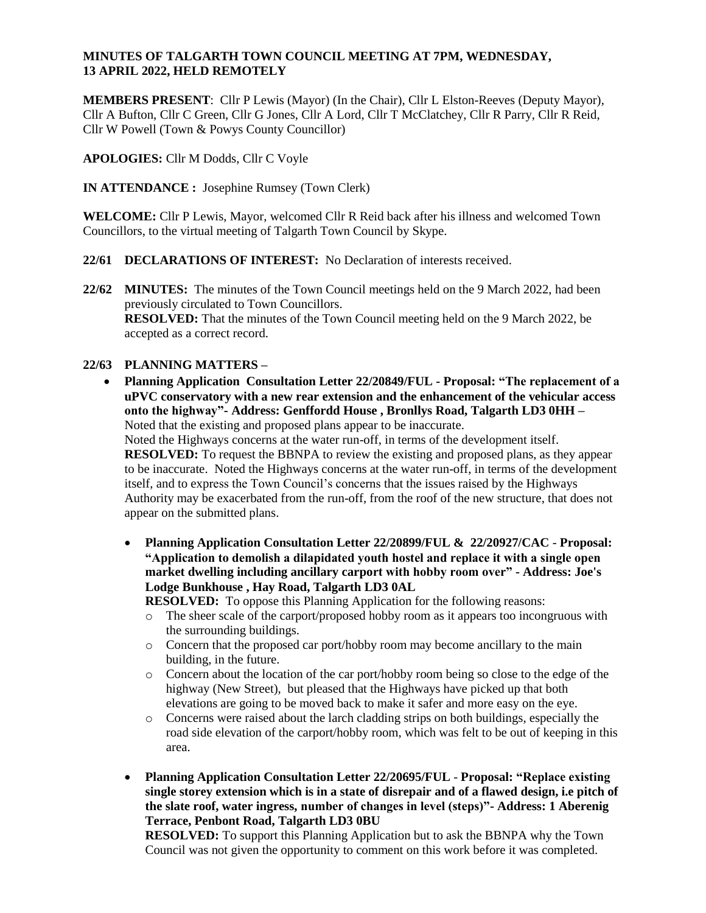**MINUTES OF TALGARTH TOWN COUNCIL MEETING AT 7PM, WEDNESDAY, 13 APRIL 2022, HELD REMOTELY**

**MEMBERS PRESENT**: Cllr P Lewis (Mayor) (In the Chair), Cllr L Elston-Reeves (Deputy Mayor), Cllr A Bufton, Cllr C Green, Cllr G Jones, Cllr A Lord, Cllr T McClatchey, Cllr R Parry, Cllr R Reid, Cllr W Powell (Town & Powys County Councillor)

**APOLOGIES:** Cllr M Dodds, Cllr C Voyle

**IN ATTENDANCE :** Josephine Rumsey (Town Clerk)

**WELCOME:** Cllr P Lewis, Mayor, welcomed Cllr R Reid back after his illness and welcomed Town Councillors, to the virtual meeting of Talgarth Town Council by Skype.

**22/61 DECLARATIONS OF INTEREST:** No Declaration of interests received.

**22/62 MINUTES:** The minutes of the Town Council meetings held on the 9 March 2022, had been previously circulated to Town Councillors.
**RESOLVED:** That the minutes of the Town Council meeting held on the 9 March 2022, be accepted as a correct record.

**22/63 PLANNING MATTERS –**

- **Planning Application Consultation Letter 22/20849/FUL - Proposal: "The replacement of a uPVC conservatory with a new rear extension and the enhancement of the vehicular access onto the highway"- Address: Genffordd House , Bronllys Road, Talgarth LD3 0HH –**
  Noted that the existing and proposed plans appear to be inaccurate.
  Noted the Highways concerns at the water run-off, in terms of the development itself.
  **RESOLVED:** To request the BBNPA to review the existing and proposed plans, as they appear to be inaccurate. Noted the Highways concerns at the water run-off, in terms of the development itself, and to express the Town Council's concerns that the issues raised by the Highways Authority may be exacerbated from the run-off, from the roof of the new structure, that does not appear on the submitted plans.

- **Planning Application Consultation Letter 22/20899/FUL & 22/20927/CAC - Proposal: "Application to demolish a dilapidated youth hostel and replace it with a single open market dwelling including ancillary carport with hobby room over" - Address: Joe's Lodge Bunkhouse , Hay Road, Talgarth LD3 0AL**
  **RESOLVED:** To oppose this Planning Application for the following reasons:
  - The sheer scale of the carport/proposed hobby room as it appears too incongruous with the surrounding buildings.
  - Concern that the proposed car port/hobby room may become ancillary to the main building, in the future.
  - Concern about the location of the car port/hobby room being so close to the edge of the highway (New Street), but pleased that the Highways have picked up that both elevations are going to be moved back to make it safer and more easy on the eye.
  - Concerns were raised about the larch cladding strips on both buildings, especially the road side elevation of the carport/hobby room, which was felt to be out of keeping in this area.

- **Planning Application Consultation Letter 22/20695/FUL - Proposal: "Replace existing single storey extension which is in a state of disrepair and of a flawed design, i.e pitch of the slate roof, water ingress, number of changes in level (steps)"- Address: 1 Aberenig Terrace, Penbont Road, Talgarth LD3 0BU**
  **RESOLVED:** To support this Planning Application but to ask the BBNPA why the Town Council was not given the opportunity to comment on this work before it was completed.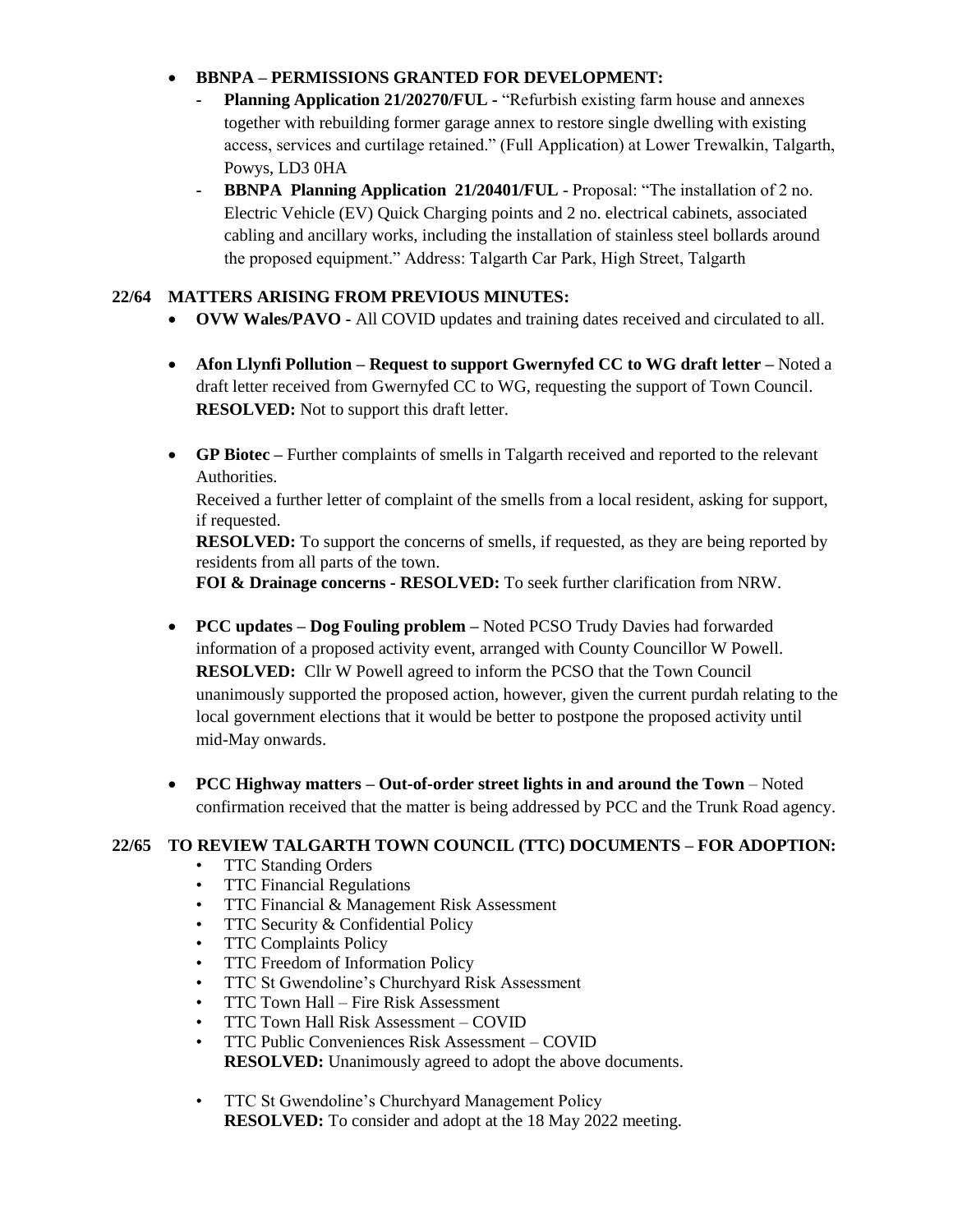- **BBNPA – PERMISSIONS GRANTED FOR DEVELOPMENT:**
  - **Planning Application 21/20270/FUL** - "Refurbish existing farm house and annexes together with rebuilding former garage annex to restore single dwelling with existing access, services and curtilage retained." (Full Application) at Lower Trewalkin, Talgarth, Powys, LD3 0HA
  - **BBNPA Planning Application 21/20401/FUL** - Proposal: "The installation of 2 no. Electric Vehicle (EV) Quick Charging points and 2 no. electrical cabinets, associated cabling and ancillary works, including the installation of stainless steel bollards around the proposed equipment." Address: Talgarth Car Park, High Street, Talgarth

**22/64 MATTERS ARISING FROM PREVIOUS MINUTES:**

- **OVW Wales/PAVO** - All COVID updates and training dates received and circulated to all.
- **Afon Llynfi Pollution – Request to support Gwernyfed CC to WG draft letter –** Noted a draft letter received from Gwernyfed CC to WG, requesting the support of Town Council. **RESOLVED:** Not to support this draft letter.
- **GP Biotec –** Further complaints of smells in Talgarth received and reported to the relevant Authorities.
  Received a further letter of complaint of the smells from a local resident, asking for support, if requested.
  **RESOLVED:** To support the concerns of smells, if requested, as they are being reported by residents from all parts of the town.
  **FOI & Drainage concerns - RESOLVED:** To seek further clarification from NRW.
- **PCC updates – Dog Fouling problem –** Noted PCSO Trudy Davies had forwarded information of a proposed activity event, arranged with County Councillor W Powell. **RESOLVED:** Cllr W Powell agreed to inform the PCSO that the Town Council unanimously supported the proposed action, however, given the current purdah relating to the local government elections that it would be better to postpone the proposed activity until mid-May onwards.
- **PCC Highway matters – Out-of-order street lights in and around the Town** – Noted confirmation received that the matter is being addressed by PCC and the Trunk Road agency.

**22/65 TO REVIEW TALGARTH TOWN COUNCIL (TTC) DOCUMENTS – FOR ADOPTION:**

- TTC Standing Orders
- TTC Financial Regulations
- TTC Financial & Management Risk Assessment
- TTC Security & Confidential Policy
- TTC Complaints Policy
- TTC Freedom of Information Policy
- TTC St Gwendoline's Churchyard Risk Assessment
- TTC Town Hall – Fire Risk Assessment
- TTC Town Hall Risk Assessment – COVID
- TTC Public Conveniences Risk Assessment – COVID
  **RESOLVED:** Unanimously agreed to adopt the above documents.

- TTC St Gwendoline's Churchyard Management Policy
  **RESOLVED:** To consider and adopt at the 18 May 2022 meeting.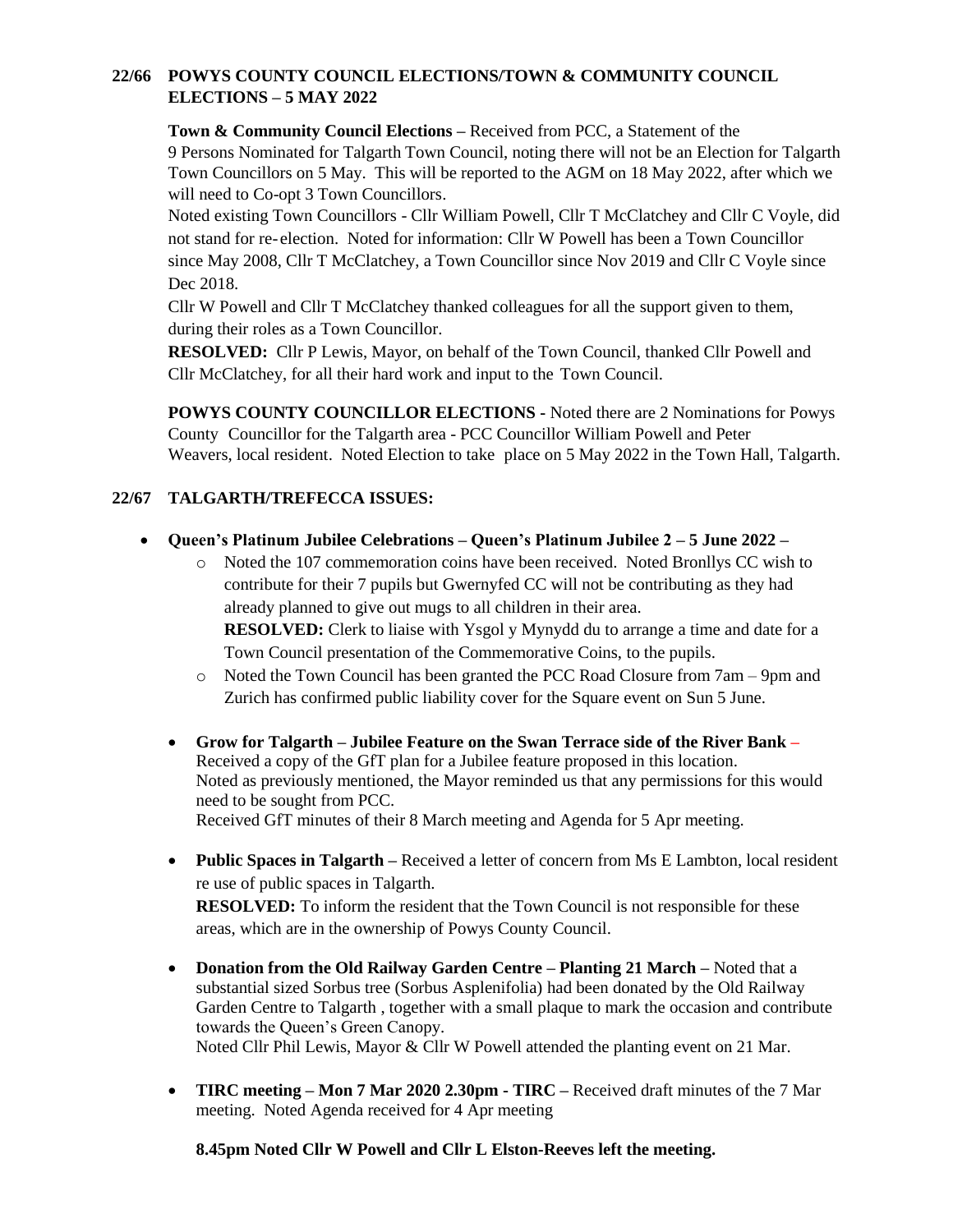## 22/66 POWYS COUNTY COUNCIL ELECTIONS/TOWN & COMMUNITY COUNCIL ELECTIONS – 5 MAY 2022

**Town & Community Council Elections –** Received from PCC, a Statement of the 9 Persons Nominated for Talgarth Town Council, noting there will not be an Election for Talgarth Town Councillors on 5 May. This will be reported to the AGM on 18 May 2022, after which we will need to Co-opt 3 Town Councillors.

Noted existing Town Councillors - Cllr William Powell, Cllr T McClatchey and Cllr C Voyle, did not stand for re-election. Noted for information: Cllr W Powell has been a Town Councillor since May 2008, Cllr T McClatchey, a Town Councillor since Nov 2019 and Cllr C Voyle since Dec 2018.

Cllr W Powell and Cllr T McClatchey thanked colleagues for all the support given to them, during their roles as a Town Councillor.

**RESOLVED:** Cllr P Lewis, Mayor, on behalf of the Town Council, thanked Cllr Powell and Cllr McClatchey, for all their hard work and input to the Town Council.

**POWYS COUNTY COUNCILLOR ELECTIONS -** Noted there are 2 Nominations for Powys County Councillor for the Talgarth area - PCC Councillor William Powell and Peter Weavers, local resident. Noted Election to take place on 5 May 2022 in the Town Hall, Talgarth.

## 22/67 TALGARTH/TREFECCA ISSUES:

- **Queen's Platinum Jubilee Celebrations – Queen's Platinum Jubilee 2 – 5 June 2022 –**
  - Noted the 107 commemoration coins have been received. Noted Bronllys CC wish to contribute for their 7 pupils but Gwernyfed CC will not be contributing as they had already planned to give out mugs to all children in their area.
    **RESOLVED:** Clerk to liaise with Ysgol y Mynydd du to arrange a time and date for a Town Council presentation of the Commemorative Coins, to the pupils.
  - Noted the Town Council has been granted the PCC Road Closure from 7am – 9pm and Zurich has confirmed public liability cover for the Square event on Sun 5 June.

- **Grow for Talgarth – Jubilee Feature on the Swan Terrace side of the River Bank –** Received a copy of the GfT plan for a Jubilee feature proposed in this location. Noted as previously mentioned, the Mayor reminded us that any permissions for this would need to be sought from PCC.
  Received GfT minutes of their 8 March meeting and Agenda for 5 Apr meeting.

- **Public Spaces in Talgarth –** Received a letter of concern from Ms E Lambton, local resident re use of public spaces in Talgarth.
  **RESOLVED:** To inform the resident that the Town Council is not responsible for these areas, which are in the ownership of Powys County Council.

- **Donation from the Old Railway Garden Centre – Planting 21 March –** Noted that a substantial sized Sorbus tree (Sorbus Asplenifolia) had been donated by the Old Railway Garden Centre to Talgarth , together with a small plaque to mark the occasion and contribute towards the Queen's Green Canopy.
  Noted Cllr Phil Lewis, Mayor & Cllr W Powell attended the planting event on 21 Mar.

- **TIRC meeting – Mon 7 Mar 2020 2.30pm - TIRC –** Received draft minutes of the 7 Mar meeting. Noted Agenda received for 4 Apr meeting

**8.45pm Noted Cllr W Powell and Cllr L Elston-Reeves left the meeting.**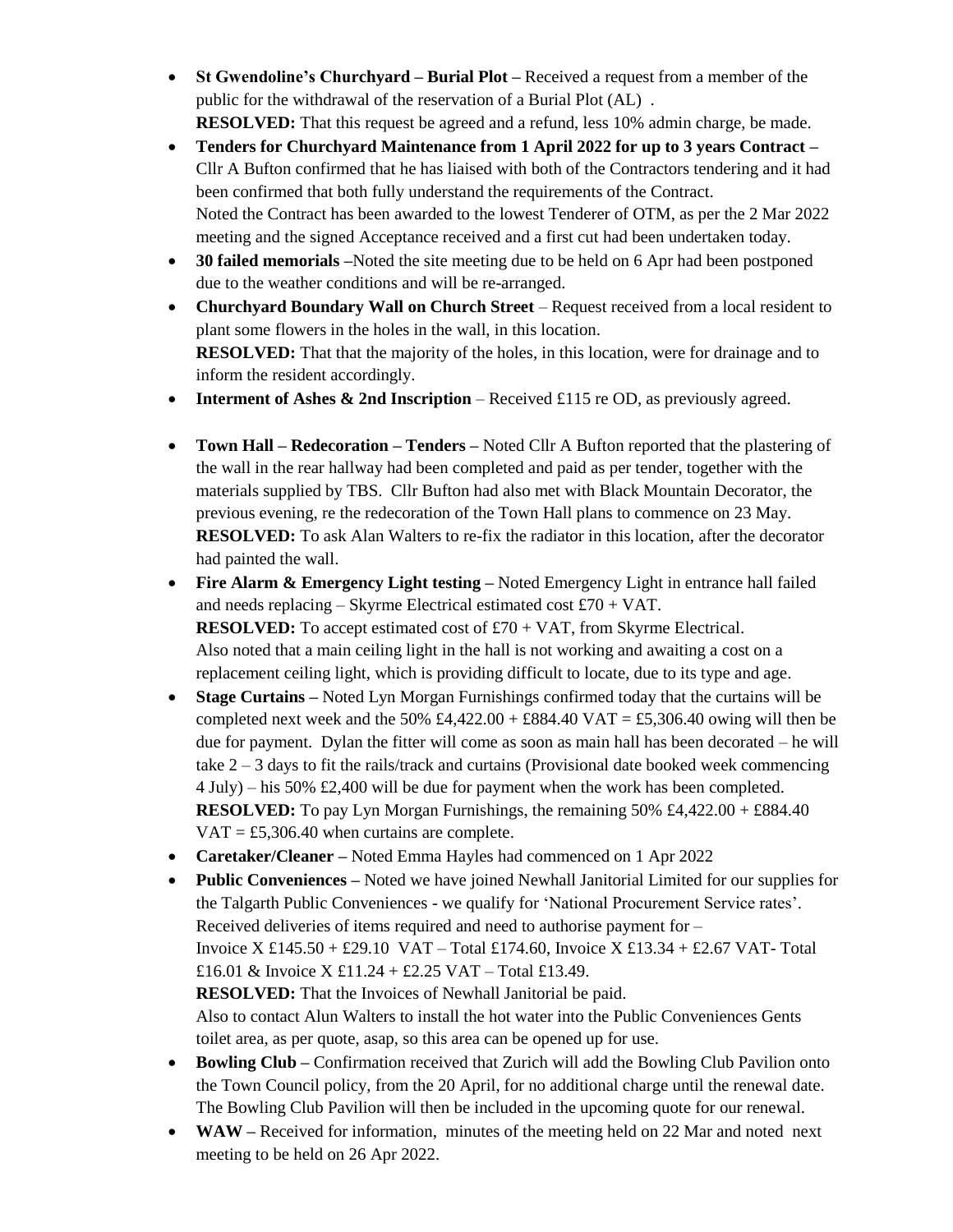- **St Gwendoline's Churchyard – Burial Plot –** Received a request from a member of the public for the withdrawal of the reservation of a Burial Plot (AL) .
  **RESOLVED:** That this request be agreed and a refund, less 10% admin charge, be made.
- **Tenders for Churchyard Maintenance from 1 April 2022 for up to 3 years Contract –** Cllr A Bufton confirmed that he has liaised with both of the Contractors tendering and it had been confirmed that both fully understand the requirements of the Contract.
  Noted the Contract has been awarded to the lowest Tenderer of OTM, as per the 2 Mar 2022 meeting and the signed Acceptance received and a first cut had been undertaken today.
- **30 failed memorials –**Noted the site meeting due to be held on 6 Apr had been postponed due to the weather conditions and will be re-arranged.
- **Churchyard Boundary Wall on Church Street** – Request received from a local resident to plant some flowers in the holes in the wall, in this location.
  **RESOLVED:** That that the majority of the holes, in this location, were for drainage and to inform the resident accordingly.
- **Interment of Ashes & 2nd Inscription** – Received £115 re OD, as previously agreed.
- **Town Hall – Redecoration – Tenders –** Noted Cllr A Bufton reported that the plastering of the wall in the rear hallway had been completed and paid as per tender, together with the materials supplied by TBS. Cllr Bufton had also met with Black Mountain Decorator, the previous evening, re the redecoration of the Town Hall plans to commence on 23 May.
  **RESOLVED:** To ask Alan Walters to re-fix the radiator in this location, after the decorator had painted the wall.
- **Fire Alarm & Emergency Light testing –** Noted Emergency Light in entrance hall failed and needs replacing – Skyrme Electrical estimated cost £70 + VAT.
  **RESOLVED:** To accept estimated cost of £70 + VAT, from Skyrme Electrical.
  Also noted that a main ceiling light in the hall is not working and awaiting a cost on a replacement ceiling light, which is providing difficult to locate, due to its type and age.
- **Stage Curtains –** Noted Lyn Morgan Furnishings confirmed today that the curtains will be completed next week and the 50% £4,422.00 + £884.40 VAT = £5,306.40 owing will then be due for payment. Dylan the fitter will come as soon as main hall has been decorated – he will take 2 – 3 days to fit the rails/track and curtains (Provisional date booked week commencing 4 July) – his 50% £2,400 will be due for payment when the work has been completed.
  **RESOLVED:** To pay Lyn Morgan Furnishings, the remaining 50% £4,422.00 + £884.40 VAT = £5,306.40 when curtains are complete.
- **Caretaker/Cleaner –** Noted Emma Hayles had commenced on 1 Apr 2022
- **Public Conveniences –** Noted we have joined Newhall Janitorial Limited for our supplies for the Talgarth Public Conveniences - we qualify for 'National Procurement Service rates'. Received deliveries of items required and need to authorise payment for –
  Invoice X £145.50 + £29.10 VAT – Total £174.60, Invoice X £13.34 + £2.67 VAT- Total £16.01 & Invoice X £11.24 + £2.25 VAT – Total £13.49.
  **RESOLVED:** That the Invoices of Newhall Janitorial be paid.
  Also to contact Alun Walters to install the hot water into the Public Conveniences Gents toilet area, as per quote, asap, so this area can be opened up for use.
- **Bowling Club –** Confirmation received that Zurich will add the Bowling Club Pavilion onto the Town Council policy, from the 20 April, for no additional charge until the renewal date. The Bowling Club Pavilion will then be included in the upcoming quote for our renewal.
- **WAW –** Received for information, minutes of the meeting held on 22 Mar and noted next meeting to be held on 26 Apr 2022.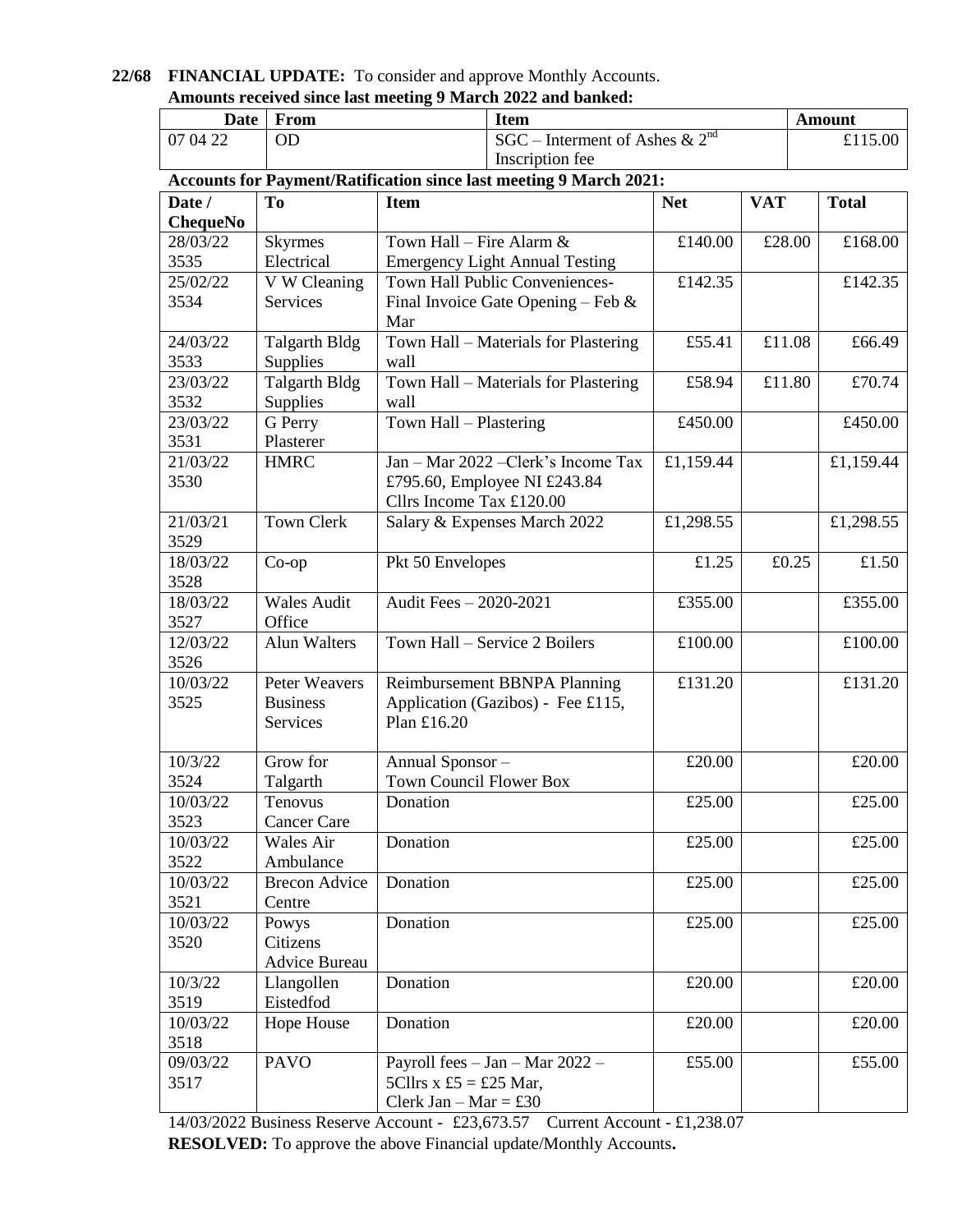**22/68 FINANCIAL UPDATE:** To consider and approve Monthly Accounts.

**Amounts received since last meeting 9 March 2022 and banked:**

| Date | From | Item | Amount |
|---|---|---|---|
| 07 04 22 | OD | SGC – Interment of Ashes & 2nd Inscription fee | £115.00 |

**Accounts for Payment/Ratification since last meeting 9 March 2021:**

| Date / ChequeNo | To | Item | Net | VAT | Total |
|---|---|---|---|---|---|
| 28/03/22 3535 | Skyrmes Electrical | Town Hall – Fire Alarm & Emergency Light Annual Testing | £140.00 | £28.00 | £168.00 |
| 25/02/22 3534 | V W Cleaning Services | Town Hall Public Conveniences- Final Invoice Gate Opening – Feb & Mar | £142.35 | | £142.35 |
| 24/03/22 3533 | Talgarth Bldg Supplies | Town Hall – Materials for Plastering wall | £55.41 | £11.08 | £66.49 |
| 23/03/22 3532 | Talgarth Bldg Supplies | Town Hall – Materials for Plastering wall | £58.94 | £11.80 | £70.74 |
| 23/03/22 3531 | G Perry Plasterer | Town Hall – Plastering | £450.00 | | £450.00 |
| 21/03/22 3530 | HMRC | Jan – Mar 2022 –Clerk's Income Tax £795.60, Employee NI £243.84 Cllrs Income Tax £120.00 | £1,159.44 | | £1,159.44 |
| 21/03/21 3529 | Town Clerk | Salary & Expenses March 2022 | £1,298.55 | | £1,298.55 |
| 18/03/22 3528 | Co-op | Pkt 50 Envelopes | £1.25 | £0.25 | £1.50 |
| 18/03/22 3527 | Wales Audit Office | Audit Fees – 2020-2021 | £355.00 | | £355.00 |
| 12/03/22 3526 | Alun Walters | Town Hall – Service 2 Boilers | £100.00 | | £100.00 |
| 10/03/22 3525 | Peter Weavers Business Services | Reimbursement BBNPA Planning Application (Gazibos) - Fee £115, Plan £16.20 | £131.20 | | £131.20 |
| 10/3/22 3524 | Grow for Talgarth | Annual Sponsor – Town Council Flower Box | £20.00 | | £20.00 |
| 10/03/22 3523 | Tenovus Cancer Care | Donation | £25.00 | | £25.00 |
| 10/03/22 3522 | Wales Air Ambulance | Donation | £25.00 | | £25.00 |
| 10/03/22 3521 | Brecon Advice Centre | Donation | £25.00 | | £25.00 |
| 10/03/22 3520 | Powys Citizens Advice Bureau | Donation | £25.00 | | £25.00 |
| 10/3/22 3519 | Llangollen Eistedfod | Donation | £20.00 | | £20.00 |
| 10/03/22 3518 | Hope House | Donation | £20.00 | | £20.00 |
| 09/03/22 3517 | PAVO | Payroll fees – Jan – Mar 2022 – 5Cllrs x £5 = £25 Mar, Clerk Jan – Mar = £30 | £55.00 | | £55.00 |

14/03/2022 Business Reserve Account - £23,673.57 Current Account - £1,238.07

**RESOLVED:** To approve the above Financial update/Monthly Accounts**.**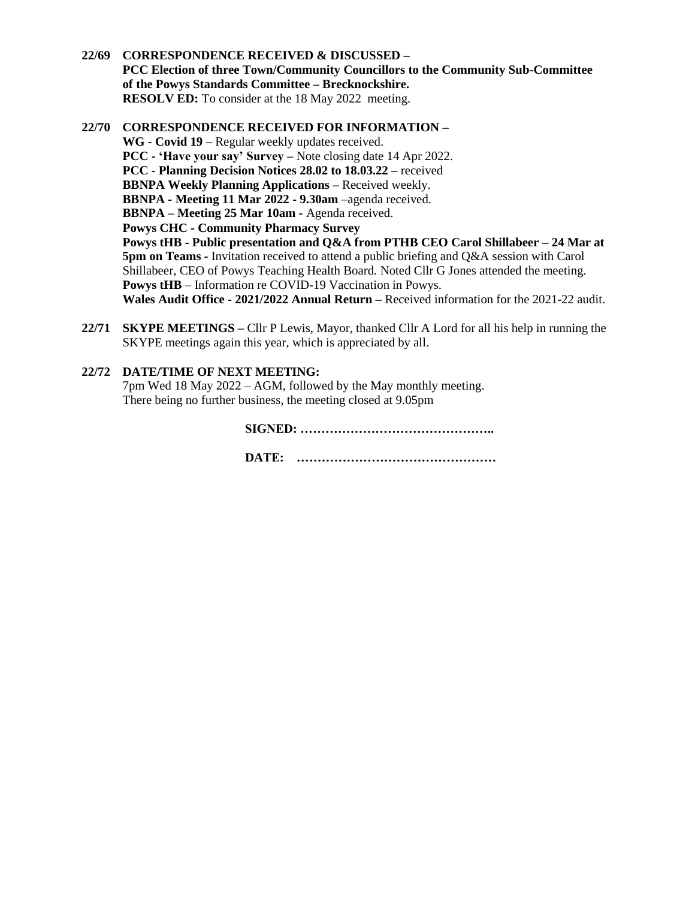**22/69 CORRESPONDENCE RECEIVED & DISCUSSED –**
**PCC Election of three Town/Community Councillors to the Community Sub-Committee of the Powys Standards Committee – Brecknockshire.**
**RESOLV ED:** To consider at the 18 May 2022 meeting.

**22/70 CORRESPONDENCE RECEIVED FOR INFORMATION –**
**WG - Covid 19 –** Regular weekly updates received.
**PCC - 'Have your say' Survey –** Note closing date 14 Apr 2022.
**PCC - Planning Decision Notices 28.02 to 18.03.22 –** received
**BBNPA Weekly Planning Applications –** Received weekly.
**BBNPA - Meeting 11 Mar 2022 - 9.30am** –agenda received.
**BBNPA – Meeting 25 Mar 10am** - Agenda received.
**Powys CHC - Community Pharmacy Survey**
**Powys tHB - Public presentation and Q&A from PTHB CEO Carol Shillabeer – 24 Mar at 5pm on Teams -** Invitation received to attend a public briefing and Q&A session with Carol Shillabeer, CEO of Powys Teaching Health Board. Noted Cllr G Jones attended the meeting.
**Powys tHB** – Information re COVID-19 Vaccination in Powys.
**Wales Audit Office - 2021/2022 Annual Return –** Received information for the 2021-22 audit.

**22/71 SKYPE MEETINGS –** Cllr P Lewis, Mayor, thanked Cllr A Lord for all his help in running the SKYPE meetings again this year, which is appreciated by all.

**22/72 DATE/TIME OF NEXT MEETING:**
7pm Wed 18 May 2022 – AGM, followed by the May monthly meeting.
There being no further business, the meeting closed at 9.05pm

**SIGNED: ……………………………………..**

**DATE: …………………………………………**